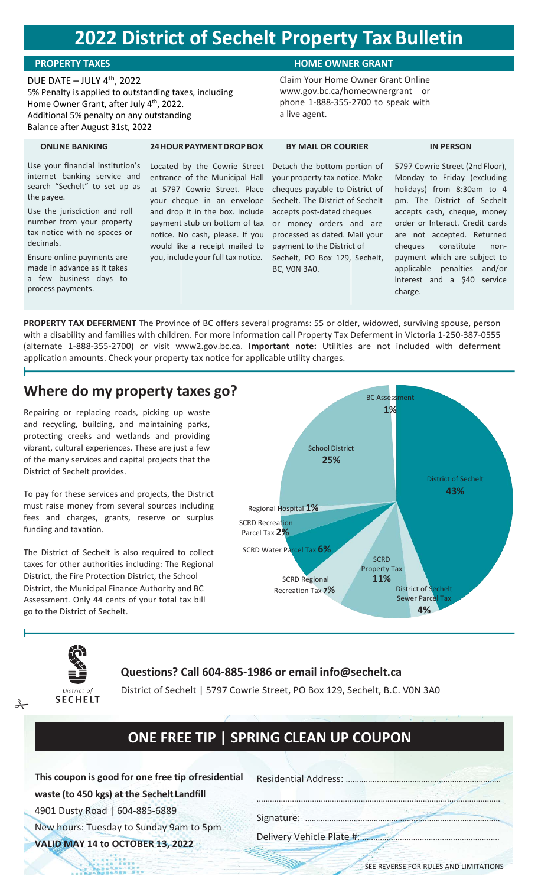# 2022 District of Sechelt Property Tax Bulletin

## PROPERTY TAXES

DUE DATE – JULY 4th, 2022
5% Penalty is applied to outstanding taxes, including Home Owner Grant, after July 4th, 2022.
Additional 5% penalty on any outstanding Balance after August 31st, 2022

## HOME OWNER GRANT

Claim Your Home Owner Grant Online www.gov.bc.ca/homeownergrant or phone 1-888-355-2700 to speak with a live agent.

### ONLINE BANKING

Use your financial institution's internet banking service and search "Sechelt" to set up as the payee.

Use the jurisdiction and roll number from your property tax notice with no spaces or decimals.

Ensure online payments are made in advance as it takes a few business days to process payments.

### 24 HOUR PAYMENT DROP BOX

Located by the Cowrie Street entrance of the Municipal Hall at 5797 Cowrie Street. Place your cheque in an envelope and drop it in the box. Include payment stub on bottom of tax notice. No cash, please. If you would like a receipt mailed to you, include your full tax notice.

### BY MAIL OR COURIER

Detach the bottom portion of your property tax notice. Make cheques payable to District of Sechelt. The District of Sechelt accepts post-dated cheques or money orders and are processed as dated. Mail your payment to the District of Sechelt, PO Box 129, Sechelt, BC, V0N 3A0.

### IN PERSON

5797 Cowrie Street (2nd Floor), Monday to Friday (excluding holidays) from 8:30am to 4 pm. The District of Sechelt accepts cash, cheque, money order or Interact. Credit cards are not accepted. Returned cheques constitute non-payment which are subject to applicable penalties and/or interest and a $40 service charge.

**PROPERTY TAX DEFERMENT** The Province of BC offers several programs: 55 or older, widowed, surviving spouse, person with a disability and families with children. For more information call Property Tax Deferment in Victoria 1-250-387-0555 (alternate 1-888-355-2700) or visit www2.gov.bc.ca. **Important note:** Utilities are not included with deferment application amounts. Check your property tax notice for applicable utility charges.

## Where do my property taxes go?

Repairing or replacing roads, picking up waste and recycling, building, and maintaining parks, protecting creeks and wetlands and providing vibrant, cultural experiences. These are just a few of the many services and capital projects that the District of Sechelt provides.

To pay for these services and projects, the District must raise money from several sources including fees and charges, grants, reserve or surplus funding and taxation.

The District of Sechelt is also required to collect taxes for other authorities including: The Regional District, the Fire Protection District, the School District, the Municipal Finance Authority and BC Assessment. Only 44 cents of your total tax bill go to the District of Sechelt.

| Category | Share |
|---|---|
| District of Sechelt | 43% |
| District of Sechelt Sewer Parcel Tax | 4% |
| SCRD Property Tax | 11% |
| SCRD Regional Recreation Tax | 7% |
| SCRD Water Parcel Tax | 6% |
| SCRD Recreation Parcel Tax | 2% |
| Regional Hospital | 1% |
| School District | 25% |
| BC Assessment | 1% |

District of SECHELT

**Questions? Call 604-885-1986 or email info@sechelt.ca**

District of Sechelt | 5797 Cowrie Street, PO Box 129, Sechelt, B.C. V0N 3A0

## ONE FREE TIP | SPRING CLEAN UP COUPON

**This coupon is good for one free tip of residential waste (to 450 kgs) at the Sechelt Landfill**
4901 Dusty Road | 604-885-6889
New hours: Tuesday to Sunday 9am to 5pm
**VALID MAY 14 to OCTOBER 13, 2022**

Residential Address: ..................................................................

..................................................................

Signature: ..................................................................

Delivery Vehicle Plate #: ..................................................................

SEE REVERSE FOR RULES AND LIMITATIONS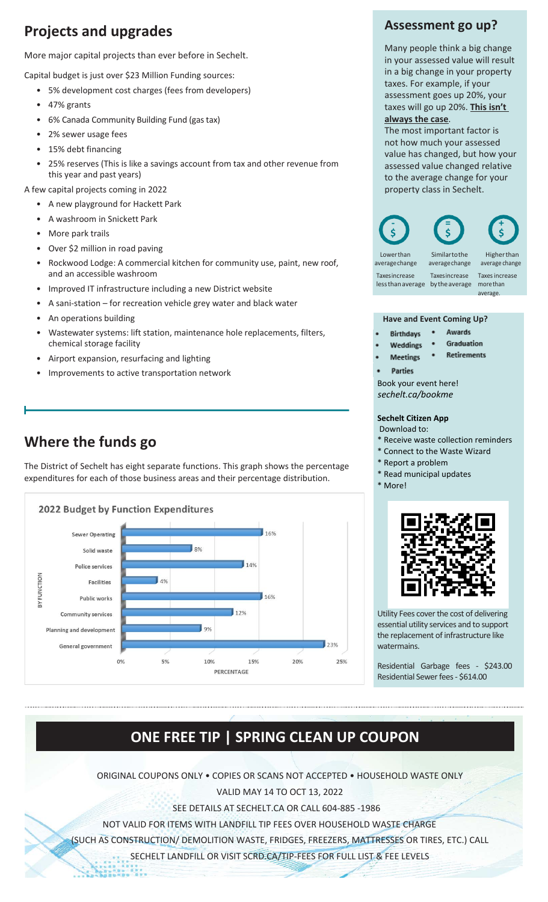## Projects and upgrades

More major capital projects than ever before in Sechelt.

Capital budget is just over $23 Million Funding sources:

- 5% development cost charges (fees from developers)
- 47% grants
- 6% Canada Community Building Fund (gas tax)
- 2% sewer usage fees
- 15% debt financing
- 25% reserves (This is like a savings account from tax and other revenue from this year and past years)

A few capital projects coming in 2022

- A new playground for Hackett Park
- A washroom in Snickett Park
- More park trails
- Over $2 million in road paving
- Rockwood Lodge: A commercial kitchen for community use, paint, new roof, and an accessible washroom
- Improved IT infrastructure including a new District website
- A sani-station – for recreation vehicle grey water and black water
- An operations building
- Wastewater systems: lift station, maintenance hole replacements, filters, chemical storage facility
- Airport expansion, resurfacing and lighting
- Improvements to active transportation network

## Where the funds go

The District of Sechelt has eight separate functions. This graph shows the percentage expenditures for each of those business areas and their percentage distribution.

2022 Budget by Function Expenditures

BY FUNCTION

Sewer Operating 16%
Solid waste 8%
Police services 14%
Facilities 4%
Public works 16%
Community services 12%
Planning and development 9%
General government 23%

0% 5% 10% 15% 20% 25%

PERCENTAGE

## Assessment go up?

Many people think a big change in your assessed value will result in a big change in your property taxes. For example, if your assessment goes up 20%, your taxes will go up 20%. **This isn't always the case**.

The most important factor is not how much your assessed value has changed, but how your assessed value changed relative to the average change for your property class in Sechelt.

Lower than average change — Taxes increase less than average

Similar to the average change — Taxes increase by the average

Higher than average change — Taxes increase more than average.

**Have and Event Coming Up?**

- Birthdays
- Weddings
- Meetings
- Parties
- Awards
- Graduation
- Retirements

Book your event here!
*sechelt.ca/bookme*

**Sechelt Citizen App**

Download to:

* Receive waste collection reminders
* Connect to the Waste Wizard
* Report a problem
* Read municipal updates
* More!

Utility Fees cover the cost of delivering essential utility services and to support the replacement of infrastructure like watermains.

Residential Garbage fees - $243.00
Residential Sewer fees - $614.00

## ONE FREE TIP | SPRING CLEAN UP COUPON

ORIGINAL COUPONS ONLY • COPIES OR SCANS NOT ACCEPTED • HOUSEHOLD WASTE ONLY

VALID MAY 14 TO OCT 13, 2022

SEE DETAILS AT SECHELT.CA OR CALL 604-885 -1986

NOT VALID FOR ITEMS WITH LANDFILL TIP FEES OVER HOUSEHOLD WASTE CHARGE (SUCH AS CONSTRUCTION/ DEMOLITION WASTE, FRIDGES, FREEZERS, MATTRESSES OR TIRES, ETC.) CALL SECHELT LANDFILL OR VISIT SCRD.CA/TIP-FEES FOR FULL LIST & FEE LEVELS